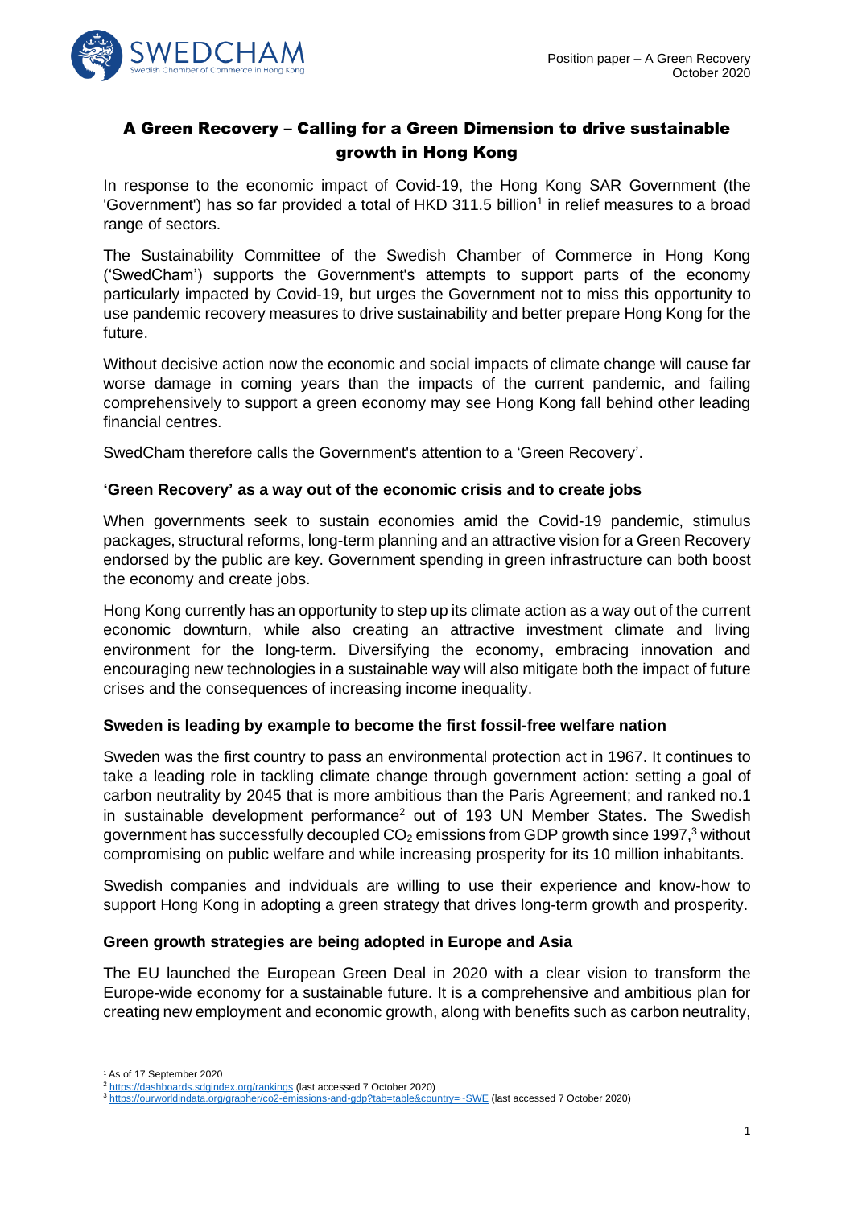# A Green Recovery – Calling for a Green Dimension to drive sustainable growth in Hong Kong

In response to the economic impact of Covid-19, the Hong Kong SAR Government (the 'Government') has so far provided a total of HKD 311.5 billion[1] in relief measures to a broad range of sectors.

The Sustainability Committee of the Swedish Chamber of Commerce in Hong Kong ('SwedCham') supports the Government's attempts to support parts of the economy particularly impacted by Covid-19, but urges the Government not to miss this opportunity to use pandemic recovery measures to drive sustainability and better prepare Hong Kong for the future.

Without decisive action now the economic and social impacts of climate change will cause far worse damage in coming years than the impacts of the current pandemic, and failing comprehensively to support a green economy may see Hong Kong fall behind other leading financial centres.

SwedCham therefore calls the Government's attention to a 'Green Recovery'.

### 'Green Recovery' as a way out of the economic crisis and to create jobs

When governments seek to sustain economies amid the Covid-19 pandemic, stimulus packages, structural reforms, long-term planning and an attractive vision for a Green Recovery endorsed by the public are key. Government spending in green infrastructure can both boost the economy and create jobs.

Hong Kong currently has an opportunity to step up its climate action as a way out of the current economic downturn, while also creating an attractive investment climate and living environment for the long-term. Diversifying the economy, embracing innovation and encouraging new technologies in a sustainable way will also mitigate both the impact of future crises and the consequences of increasing income inequality.

### Sweden is leading by example to become the first fossil-free welfare nation

Sweden was the first country to pass an environmental protection act in 1967. It continues to take a leading role in tackling climate change through government action: setting a goal of carbon neutrality by 2045 that is more ambitious than the Paris Agreement; and ranked no.1 in sustainable development performance[2] out of 193 UN Member States. The Swedish government has successfully decoupled $CO_2$ emissions from GDP growth since 1997,[3] without compromising on public welfare and while increasing prosperity for its 10 million inhabitants.

Swedish companies and indviduals are willing to use their experience and know-how to support Hong Kong in adopting a green strategy that drives long-term growth and prosperity.

### Green growth strategies are being adopted in Europe and Asia

The EU launched the European Green Deal in 2020 with a clear vision to transform the Europe-wide economy for a sustainable future. It is a comprehensive and ambitious plan for creating new employment and economic growth, along with benefits such as carbon neutrality,

---

[1] As of 17 September 2020

[2] https://dashboards.sdgindex.org/rankings (last accessed 7 October 2020)

[3] https://ourworldindata.org/grapher/co2-emissions-and-gdp?tab=table&country=~SWE (last accessed 7 October 2020)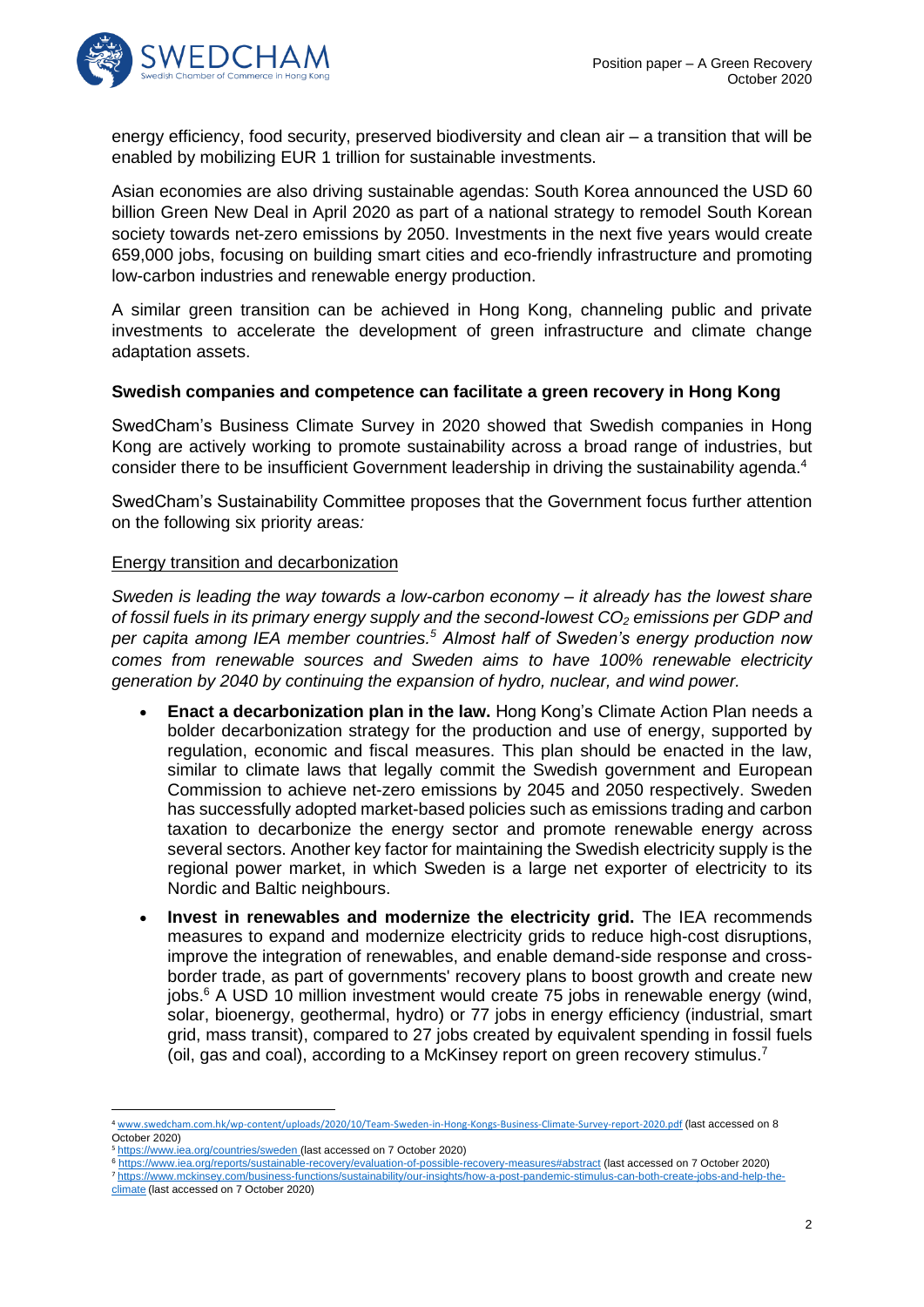energy efficiency, food security, preserved biodiversity and clean air – a transition that will be enabled by mobilizing EUR 1 trillion for sustainable investments.

Asian economies are also driving sustainable agendas: South Korea announced the USD 60 billion Green New Deal in April 2020 as part of a national strategy to remodel South Korean society towards net-zero emissions by 2050. Investments in the next five years would create 659,000 jobs, focusing on building smart cities and eco-friendly infrastructure and promoting low-carbon industries and renewable energy production.

A similar green transition can be achieved in Hong Kong, channeling public and private investments to accelerate the development of green infrastructure and climate change adaptation assets.

**Swedish companies and competence can facilitate a green recovery in Hong Kong**

SwedCham's Business Climate Survey in 2020 showed that Swedish companies in Hong Kong are actively working to promote sustainability across a broad range of industries, but consider there to be insufficient Government leadership in driving the sustainability agenda.[4]

SwedCham's Sustainability Committee proposes that the Government focus further attention on the following six priority areas*:*

<u>Energy transition and decarbonization</u>

*Sweden is leading the way towards a low-carbon economy – it already has the lowest share of fossil fuels in its primary energy supply and the second-lowest $CO_2$ emissions per GDP and per capita among IEA member countries.[5] Almost half of Sweden's energy production now comes from renewable sources and Sweden aims to have 100% renewable electricity generation by 2040 by continuing the expansion of hydro, nuclear, and wind power.*

- **Enact a decarbonization plan in the law.** Hong Kong's Climate Action Plan needs a bolder decarbonization strategy for the production and use of energy, supported by regulation, economic and fiscal measures. This plan should be enacted in the law, similar to climate laws that legally commit the Swedish government and European Commission to achieve net-zero emissions by 2045 and 2050 respectively. Sweden has successfully adopted market-based policies such as emissions trading and carbon taxation to decarbonize the energy sector and promote renewable energy across several sectors. Another key factor for maintaining the Swedish electricity supply is the regional power market, in which Sweden is a large net exporter of electricity to its Nordic and Baltic neighbours.
- **Invest in renewables and modernize the electricity grid.** The IEA recommends measures to expand and modernize electricity grids to reduce high-cost disruptions, improve the integration of renewables, and enable demand-side response and cross-border trade, as part of governments' recovery plans to boost growth and create new jobs.[6] A USD 10 million investment would create 75 jobs in renewable energy (wind, solar, bioenergy, geothermal, hydro) or 77 jobs in energy efficiency (industrial, smart grid, mass transit), compared to 27 jobs created by equivalent spending in fossil fuels (oil, gas and coal), according to a McKinsey report on green recovery stimulus.[7]

---

[4] www.swedcham.com.hk/wp-content/uploads/2020/10/Team-Sweden-in-Hong-Kongs-Business-Climate-Survey-report-2020.pdf (last accessed on 8 October 2020)

[5] https://www.iea.org/countries/sweden (last accessed on 7 October 2020)

[6] https://www.iea.org/reports/sustainable-recovery/evaluation-of-possible-recovery-measures#abstract (last accessed on 7 October 2020)

[7] https://www.mckinsey.com/business-functions/sustainability/our-insights/how-a-post-pandemic-stimulus-can-both-create-jobs-and-help-the-climate (last accessed on 7 October 2020)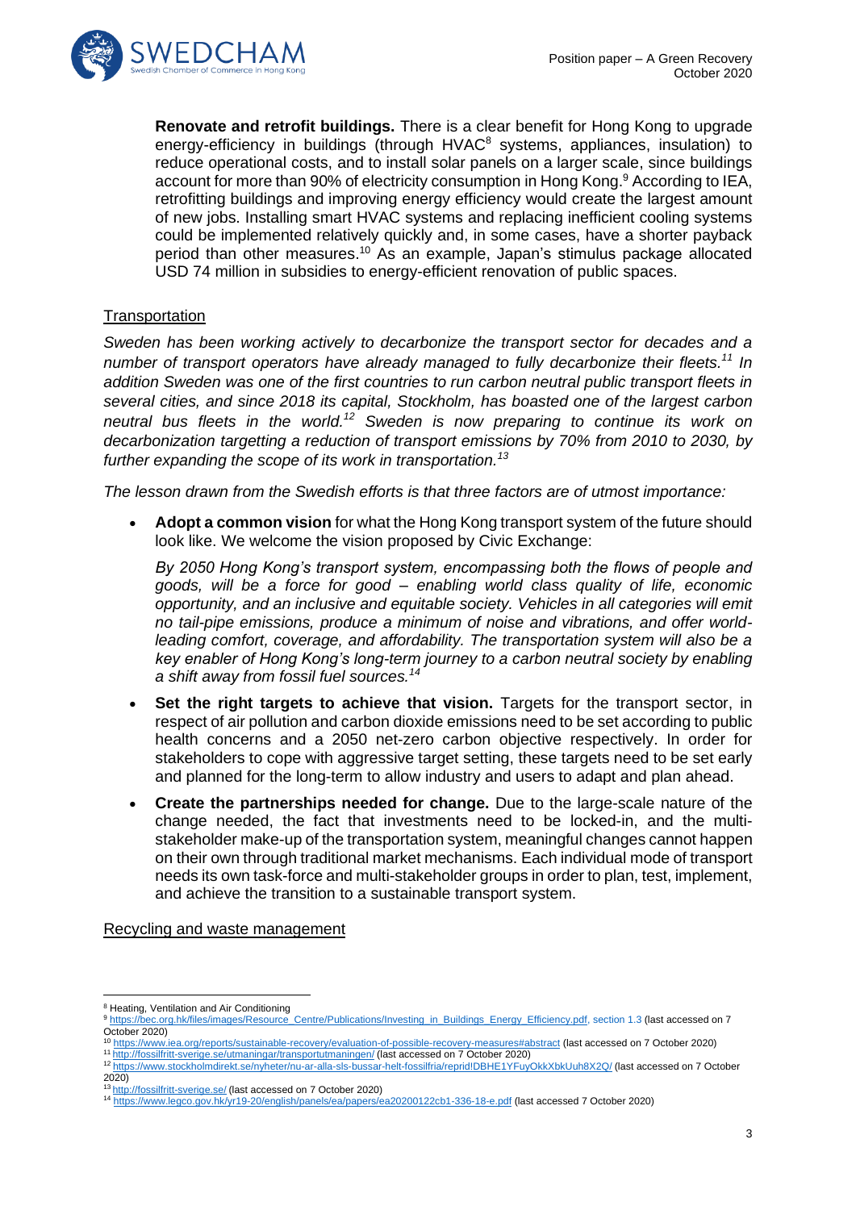**Renovate and retrofit buildings.** There is a clear benefit for Hong Kong to upgrade energy-efficiency in buildings (through HVAC[8] systems, appliances, insulation) to reduce operational costs, and to install solar panels on a larger scale, since buildings account for more than 90% of electricity consumption in Hong Kong.[9] According to IEA, retrofitting buildings and improving energy efficiency would create the largest amount of new jobs. Installing smart HVAC systems and replacing inefficient cooling systems could be implemented relatively quickly and, in some cases, have a shorter payback period than other measures.[10] As an example, Japan's stimulus package allocated USD 74 million in subsidies to energy-efficient renovation of public spaces.

## Transportation

*Sweden has been working actively to decarbonize the transport sector for decades and a number of transport operators have already managed to fully decarbonize their fleets.[11] In addition Sweden was one of the first countries to run carbon neutral public transport fleets in several cities, and since 2018 its capital, Stockholm, has boasted one of the largest carbon neutral bus fleets in the world.[12] Sweden is now preparing to continue its work on decarbonization targetting a reduction of transport emissions by 70% from 2010 to 2030, by further expanding the scope of its work in transportation.[13]*

*The lesson drawn from the Swedish efforts is that three factors are of utmost importance:*

- **Adopt a common vision** for what the Hong Kong transport system of the future should look like. We welcome the vision proposed by Civic Exchange:

  *By 2050 Hong Kong's transport system, encompassing both the flows of people and goods, will be a force for good – enabling world class quality of life, economic opportunity, and an inclusive and equitable society. Vehicles in all categories will emit no tail-pipe emissions, produce a minimum of noise and vibrations, and offer world-leading comfort, coverage, and affordability. The transportation system will also be a key enabler of Hong Kong's long-term journey to a carbon neutral society by enabling a shift away from fossil fuel sources.[14]*

- **Set the right targets to achieve that vision.** Targets for the transport sector, in respect of air pollution and carbon dioxide emissions need to be set according to public health concerns and a 2050 net-zero carbon objective respectively. In order for stakeholders to cope with aggressive target setting, these targets need to be set early and planned for the long-term to allow industry and users to adapt and plan ahead.

- **Create the partnerships needed for change.** Due to the large-scale nature of the change needed, the fact that investments need to be locked-in, and the multi-stakeholder make-up of the transportation system, meaningful changes cannot happen on their own through traditional market mechanisms. Each individual mode of transport needs its own task-force and multi-stakeholder groups in order to plan, test, implement, and achieve the transition to a sustainable transport system.

## Recycling and waste management

---

[8] Heating, Ventilation and Air Conditioning

[9] https://bec.org.hk/files/images/Resource_Centre/Publications/Investing_in_Buildings_Energy_Efficiency.pdf, section 1.3 (last accessed on 7 October 2020)

[10] https://www.iea.org/reports/sustainable-recovery/evaluation-of-possible-recovery-measures#abstract (last accessed on 7 October 2020)

[11] http://fossilfritt-sverige.se/utmaningar/transportutmaningen/ (last accessed on 7 October 2020)

[12] https://www.stockholmdirekt.se/nyheter/nu-ar-alla-sls-bussar-helt-fossilfria/reprid!DBHE1YFuyOkkXbkUuh8X2Q/ (last accessed on 7 October 2020)

[13] http://fossilfritt-sverige.se/ (last accessed on 7 October 2020)

[14] https://www.legco.gov.hk/yr19-20/english/panels/ea/papers/ea20200122cb1-336-18-e.pdf (last accessed 7 October 2020)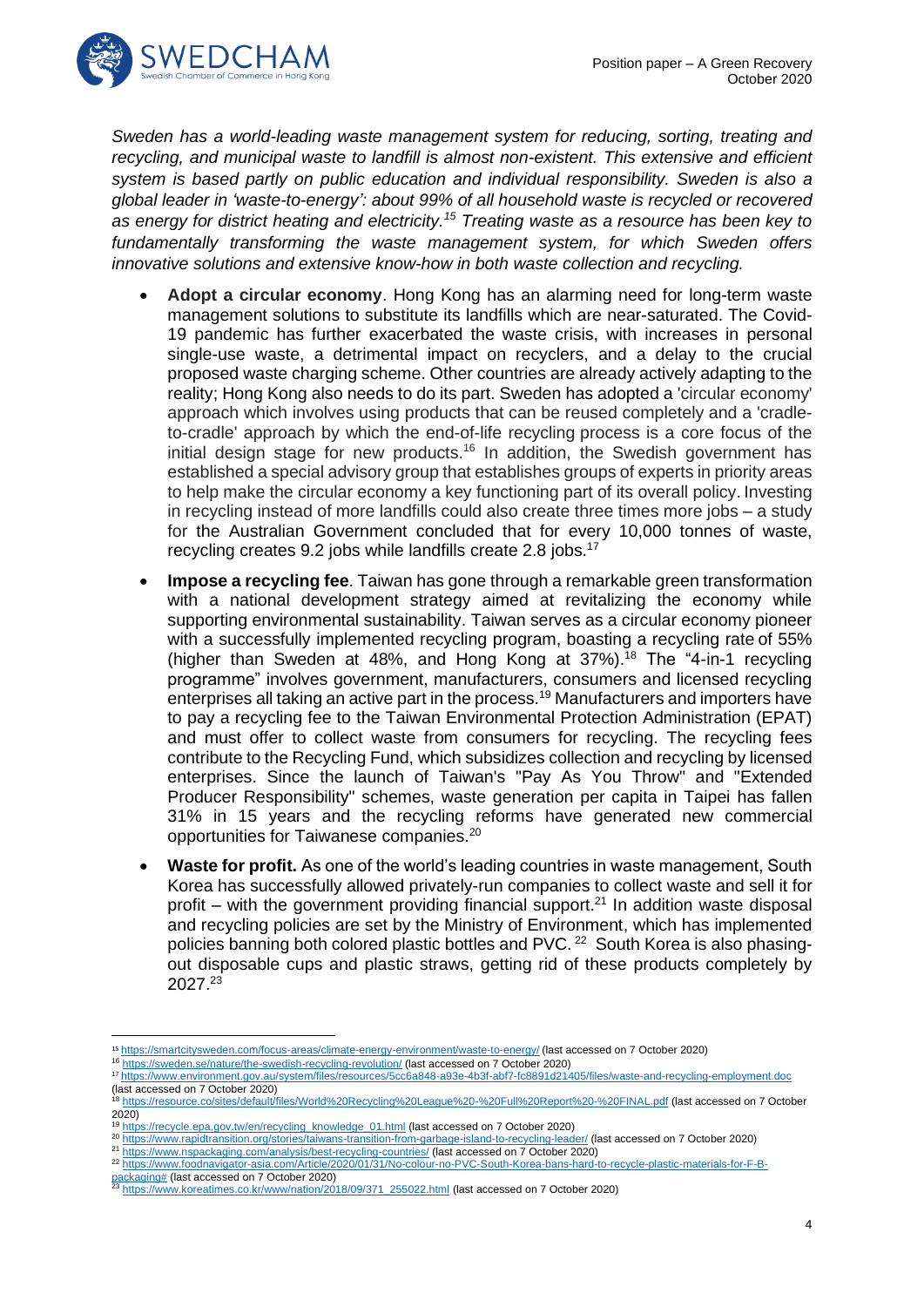*Sweden has a world-leading waste management system for reducing, sorting, treating and recycling, and municipal waste to landfill is almost non-existent. This extensive and efficient system is based partly on public education and individual responsibility. Sweden is also a global leader in 'waste-to-energy': about 99% of all household waste is recycled or recovered as energy for district heating and electricity.[15] Treating waste as a resource has been key to fundamentally transforming the waste management system, for which Sweden offers innovative solutions and extensive know-how in both waste collection and recycling.*

- **Adopt a circular economy**. Hong Kong has an alarming need for long-term waste management solutions to substitute its landfills which are near-saturated. The Covid-19 pandemic has further exacerbated the waste crisis, with increases in personal single-use waste, a detrimental impact on recyclers, and a delay to the crucial proposed waste charging scheme. Other countries are already actively adapting to the reality; Hong Kong also needs to do its part. Sweden has adopted a 'circular economy' approach which involves using products that can be reused completely and a 'cradle-to-cradle' approach by which the end-of-life recycling process is a core focus of the initial design stage for new products.[16] In addition, the Swedish government has established a special advisory group that establishes groups of experts in priority areas to help make the circular economy a key functioning part of its overall policy. Investing in recycling instead of more landfills could also create three times more jobs – a study for the Australian Government concluded that for every 10,000 tonnes of waste, recycling creates 9.2 jobs while landfills create 2.8 jobs.[17]

- **Impose a recycling fee**. Taiwan has gone through a remarkable green transformation with a national development strategy aimed at revitalizing the economy while supporting environmental sustainability. Taiwan serves as a circular economy pioneer with a successfully implemented recycling program, boasting a recycling rate of 55% (higher than Sweden at 48%, and Hong Kong at 37%).[18] The "4-in-1 recycling programme" involves government, manufacturers, consumers and licensed recycling enterprises all taking an active part in the process.[19] Manufacturers and importers have to pay a recycling fee to the Taiwan Environmental Protection Administration (EPAT) and must offer to collect waste from consumers for recycling. The recycling fees contribute to the Recycling Fund, which subsidizes collection and recycling by licensed enterprises. Since the launch of Taiwan's "Pay As You Throw" and "Extended Producer Responsibility" schemes, waste generation per capita in Taipei has fallen 31% in 15 years and the recycling reforms have generated new commercial opportunities for Taiwanese companies.[20]

- **Waste for profit.** As one of the world's leading countries in waste management, South Korea has successfully allowed privately-run companies to collect waste and sell it for profit – with the government providing financial support.[21] In addition waste disposal and recycling policies are set by the Ministry of Environment, which has implemented policies banning both colored plastic bottles and PVC.[22] South Korea is also phasing-out disposable cups and plastic straws, getting rid of these products completely by 2027.[23]

---

[15] https://smartcitysweden.com/focus-areas/climate-energy-environment/waste-to-energy/ (last accessed on 7 October 2020)

[16] https://sweden.se/nature/the-swedish-recycling-revolution/ (last accessed on 7 October 2020)

[17] https://www.environment.gov.au/system/files/resources/5cc6a848-a93e-4b3f-abf7-fc8891d21405/files/waste-and-recycling-employment.doc (last accessed on 7 October 2020)

[18] https://resource.co/sites/default/files/World%20Recycling%20League%20-%20Full%20Report%20-%20FINAL.pdf (last accessed on 7 October 2020)

[19] https://recycle.epa.gov.tw/en/recycling_knowledge_01.html (last accessed on 7 October 2020)

[20] https://www.rapidtransition.org/stories/taiwans-transition-from-garbage-island-to-recycling-leader/ (last accessed on 7 October 2020)

[21] https://www.nspackaging.com/analysis/best-recycling-countries/ (last accessed on 7 October 2020)

[22] https://www.foodnavigator-asia.com/Article/2020/01/31/No-colour-no-PVC-South-Korea-bans-hard-to-recycle-plastic-materials-for-F-B-packaging# (last accessed on 7 October 2020)

[23] https://www.koreatimes.co.kr/www/nation/2018/09/371_255022.html (last accessed on 7 October 2020)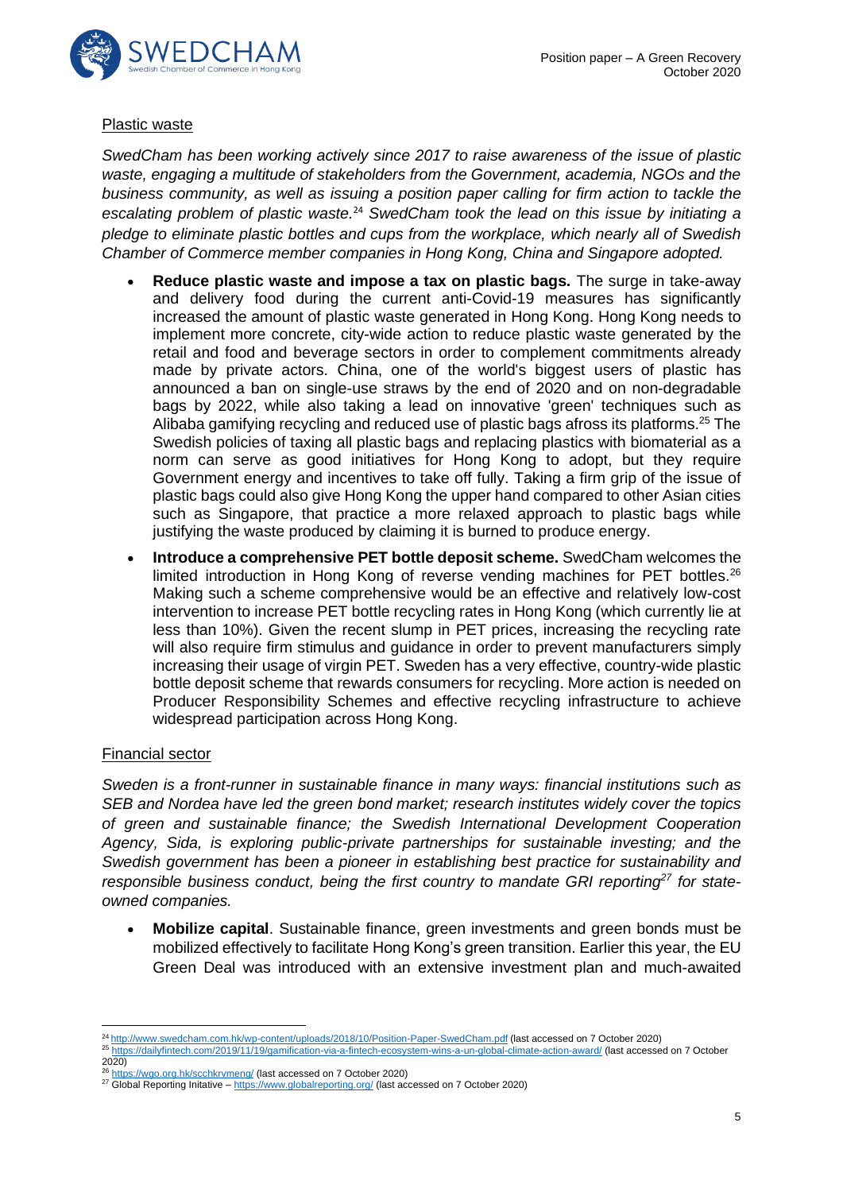## Plastic waste

*SwedCham has been working actively since 2017 to raise awareness of the issue of plastic waste, engaging a multitude of stakeholders from the Government, academia, NGOs and the business community, as well as issuing a position paper calling for firm action to tackle the escalating problem of plastic waste.*[24] *SwedCham took the lead on this issue by initiating a pledge to eliminate plastic bottles and cups from the workplace, which nearly all of Swedish Chamber of Commerce member companies in Hong Kong, China and Singapore adopted.*

- **Reduce plastic waste and impose a tax on plastic bags.** The surge in take-away and delivery food during the current anti-Covid-19 measures has significantly increased the amount of plastic waste generated in Hong Kong. Hong Kong needs to implement more concrete, city-wide action to reduce plastic waste generated by the retail and food and beverage sectors in order to complement commitments already made by private actors. China, one of the world's biggest users of plastic has announced a ban on single-use straws by the end of 2020 and on non-degradable bags by 2022, while also taking a lead on innovative 'green' techniques such as Alibaba gamifying recycling and reduced use of plastic bags afross its platforms.[25] The Swedish policies of taxing all plastic bags and replacing plastics with biomaterial as a norm can serve as good initiatives for Hong Kong to adopt, but they require Government energy and incentives to take off fully. Taking a firm grip of the issue of plastic bags could also give Hong Kong the upper hand compared to other Asian cities such as Singapore, that practice a more relaxed approach to plastic bags while justifying the waste produced by claiming it is burned to produce energy.
- **Introduce a comprehensive PET bottle deposit scheme.** SwedCham welcomes the limited introduction in Hong Kong of reverse vending machines for PET bottles.[26] Making such a scheme comprehensive would be an effective and relatively low-cost intervention to increase PET bottle recycling rates in Hong Kong (which currently lie at less than 10%). Given the recent slump in PET prices, increasing the recycling rate will also require firm stimulus and guidance in order to prevent manufacturers simply increasing their usage of virgin PET. Sweden has a very effective, country-wide plastic bottle deposit scheme that rewards consumers for recycling. More action is needed on Producer Responsibility Schemes and effective recycling infrastructure to achieve widespread participation across Hong Kong.

## Financial sector

*Sweden is a front-runner in sustainable finance in many ways: financial institutions such as SEB and Nordea have led the green bond market; research institutes widely cover the topics of green and sustainable finance; the Swedish International Development Cooperation Agency, Sida, is exploring public-private partnerships for sustainable investing; and the Swedish government has been a pioneer in establishing best practice for sustainability and responsible business conduct, being the first country to mandate GRI reporting*[27] *for state-owned companies.*

- **Mobilize capital**. Sustainable finance, green investments and green bonds must be mobilized effectively to facilitate Hong Kong's green transition. Earlier this year, the EU Green Deal was introduced with an extensive investment plan and much-awaited

---

[24] http://www.swedcham.com.hk/wp-content/uploads/2018/10/Position-Paper-SwedCham.pdf (last accessed on 7 October 2020)

[25] https://dailyfintech.com/2019/11/19/gamification-via-a-fintech-ecosystem-wins-a-un-global-climate-action-award/ (last accessed on 7 October 2020)

[26] https://wgo.org.hk/scchkrvmeng/ (last accessed on 7 October 2020)

[27] Global Reporting Initative – https://www.globalreporting.org/ (last accessed on 7 October 2020)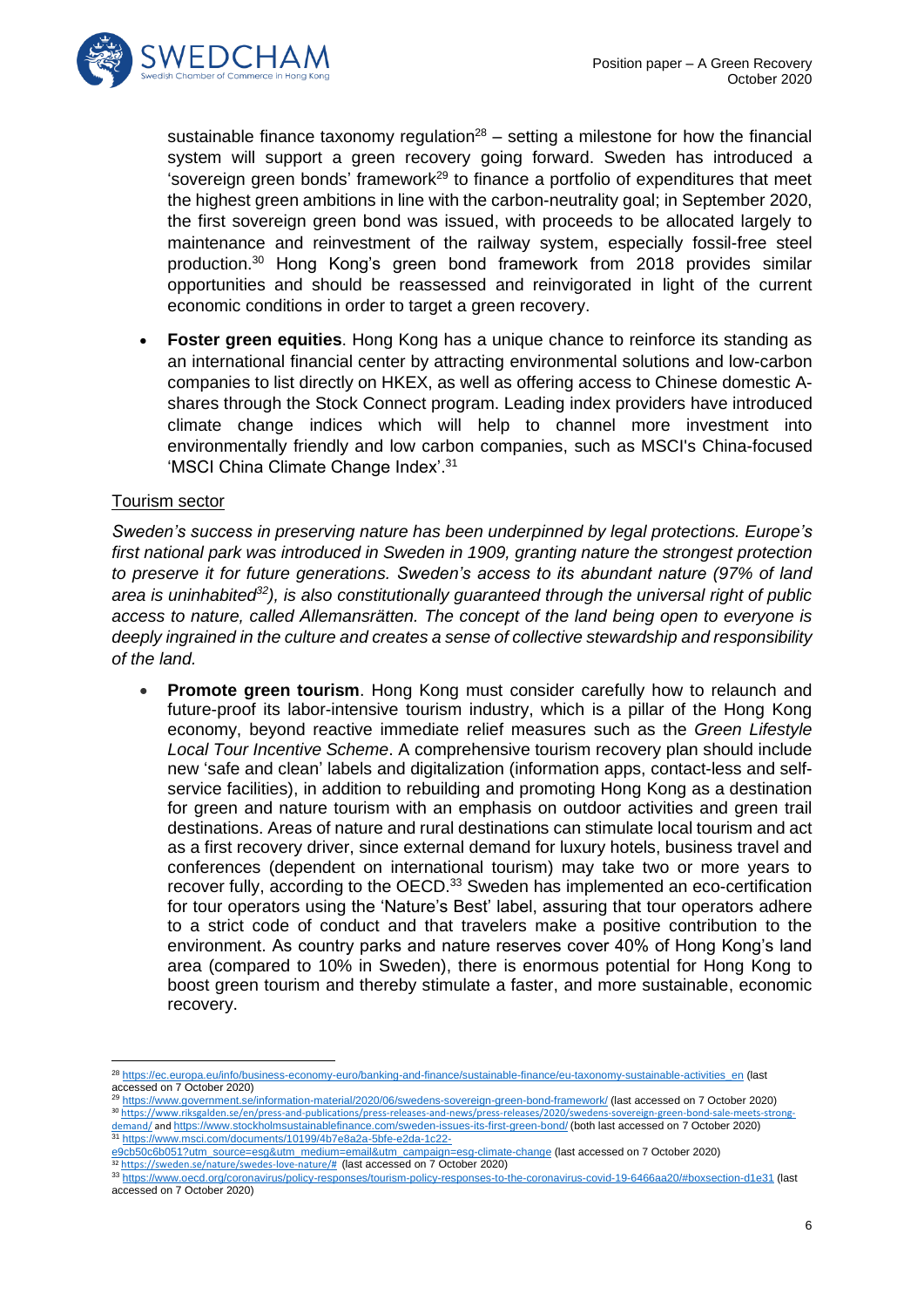sustainable finance taxonomy regulation[28] – setting a milestone for how the financial system will support a green recovery going forward. Sweden has introduced a 'sovereign green bonds' framework[29] to finance a portfolio of expenditures that meet the highest green ambitions in line with the carbon-neutrality goal; in September 2020, the first sovereign green bond was issued, with proceeds to be allocated largely to maintenance and reinvestment of the railway system, especially fossil-free steel production.[30] Hong Kong's green bond framework from 2018 provides similar opportunities and should be reassessed and reinvigorated in light of the current economic conditions in order to target a green recovery.

- **Foster green equities**. Hong Kong has a unique chance to reinforce its standing as an international financial center by attracting environmental solutions and low-carbon companies to list directly on HKEX, as well as offering access to Chinese domestic A-shares through the Stock Connect program. Leading index providers have introduced climate change indices which will help to channel more investment into environmentally friendly and low carbon companies, such as MSCI's China-focused 'MSCI China Climate Change Index'.[31]

## Tourism sector

*Sweden's success in preserving nature has been underpinned by legal protections. Europe's first national park was introduced in Sweden in 1909, granting nature the strongest protection to preserve it for future generations. Sweden's access to its abundant nature (97% of land area is uninhabited[32]), is also constitutionally guaranteed through the universal right of public access to nature, called Allemansrätten. The concept of the land being open to everyone is deeply ingrained in the culture and creates a sense of collective stewardship and responsibility of the land.*

- **Promote green tourism**. Hong Kong must consider carefully how to relaunch and future-proof its labor-intensive tourism industry, which is a pillar of the Hong Kong economy, beyond reactive immediate relief measures such as the *Green Lifestyle Local Tour Incentive Scheme*. A comprehensive tourism recovery plan should include new 'safe and clean' labels and digitalization (information apps, contact-less and self-service facilities), in addition to rebuilding and promoting Hong Kong as a destination for green and nature tourism with an emphasis on outdoor activities and green trail destinations. Areas of nature and rural destinations can stimulate local tourism and act as a first recovery driver, since external demand for luxury hotels, business travel and conferences (dependent on international tourism) may take two or more years to recover fully, according to the OECD.[33] Sweden has implemented an eco-certification for tour operators using the 'Nature's Best' label, assuring that tour operators adhere to a strict code of conduct and that travelers make a positive contribution to the environment. As country parks and nature reserves cover 40% of Hong Kong's land area (compared to 10% in Sweden), there is enormous potential for Hong Kong to boost green tourism and thereby stimulate a faster, and more sustainable, economic recovery.

---

[28] https://ec.europa.eu/info/business-economy-euro/banking-and-finance/sustainable-finance/eu-taxonomy-sustainable-activities_en (last accessed on 7 October 2020)

[29] https://www.government.se/information-material/2020/06/swedens-sovereign-green-bond-framework/ (last accessed on 7 October 2020)

[30] https://www.riksgalden.se/en/press-and-publications/press-releases-and-news/press-releases/2020/swedens-sovereign-green-bond-sale-meets-strong-demand/ and https://www.stockholmsustainablefinance.com/sweden-issues-its-first-green-bond/ (both last accessed on 7 October 2020)

[31] https://www.msci.com/documents/10199/4b7e8a2a-5bfe-e2da-1c22-e9cb50c6b051?utm_source=esg&utm_medium=email&utm_campaign=esg-climate-change (last accessed on 7 October 2020)

[32] https://sweden.se/nature/swedes-love-nature/# (last accessed on 7 October 2020)

[33] https://www.oecd.org/coronavirus/policy-responses/tourism-policy-responses-to-the-coronavirus-covid-19-6466aa20/#boxsection-d1e31 (last accessed on 7 October 2020)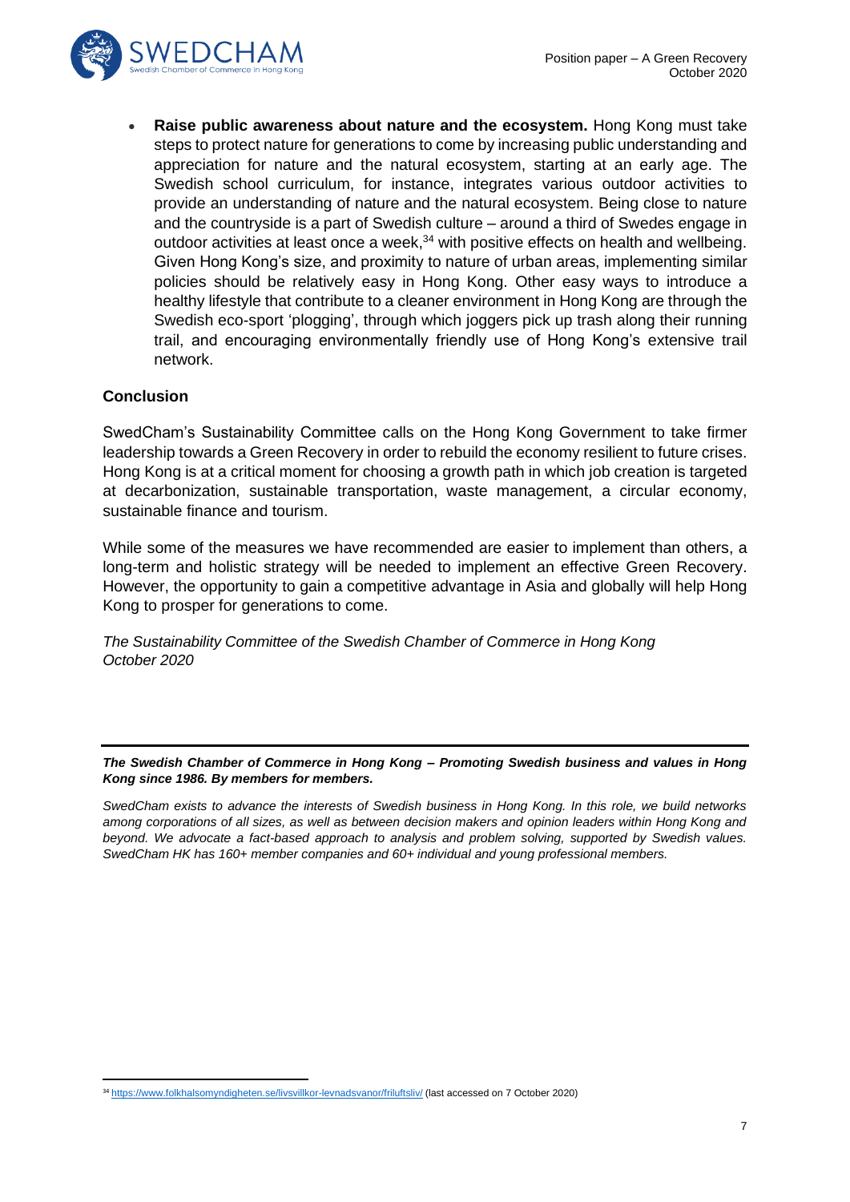- **Raise public awareness about nature and the ecosystem.** Hong Kong must take steps to protect nature for generations to come by increasing public understanding and appreciation for nature and the natural ecosystem, starting at an early age. The Swedish school curriculum, for instance, integrates various outdoor activities to provide an understanding of nature and the natural ecosystem. Being close to nature and the countryside is a part of Swedish culture – around a third of Swedes engage in outdoor activities at least once a week,[34] with positive effects on health and wellbeing. Given Hong Kong's size, and proximity to nature of urban areas, implementing similar policies should be relatively easy in Hong Kong. Other easy ways to introduce a healthy lifestyle that contribute to a cleaner environment in Hong Kong are through the Swedish eco-sport 'plogging', through which joggers pick up trash along their running trail, and encouraging environmentally friendly use of Hong Kong's extensive trail network.

**Conclusion**

SwedCham's Sustainability Committee calls on the Hong Kong Government to take firmer leadership towards a Green Recovery in order to rebuild the economy resilient to future crises. Hong Kong is at a critical moment for choosing a growth path in which job creation is targeted at decarbonization, sustainable transportation, waste management, a circular economy, sustainable finance and tourism.

While some of the measures we have recommended are easier to implement than others, a long-term and holistic strategy will be needed to implement an effective Green Recovery. However, the opportunity to gain a competitive advantage in Asia and globally will help Hong Kong to prosper for generations to come.

*The Sustainability Committee of the Swedish Chamber of Commerce in Hong Kong*
*October 2020*

---

***The Swedish Chamber of Commerce in Hong Kong – Promoting Swedish business and values in Hong Kong since 1986. By members for members.***

*SwedCham exists to advance the interests of Swedish business in Hong Kong. In this role, we build networks among corporations of all sizes, as well as between decision makers and opinion leaders within Hong Kong and beyond. We advocate a fact-based approach to analysis and problem solving, supported by Swedish values. SwedCham HK has 160+ member companies and 60+ individual and young professional members.*

[34] https://www.folkhalsomyndigheten.se/livsvillkor-levnadsvanor/friluftsliv/ (last accessed on 7 October 2020)